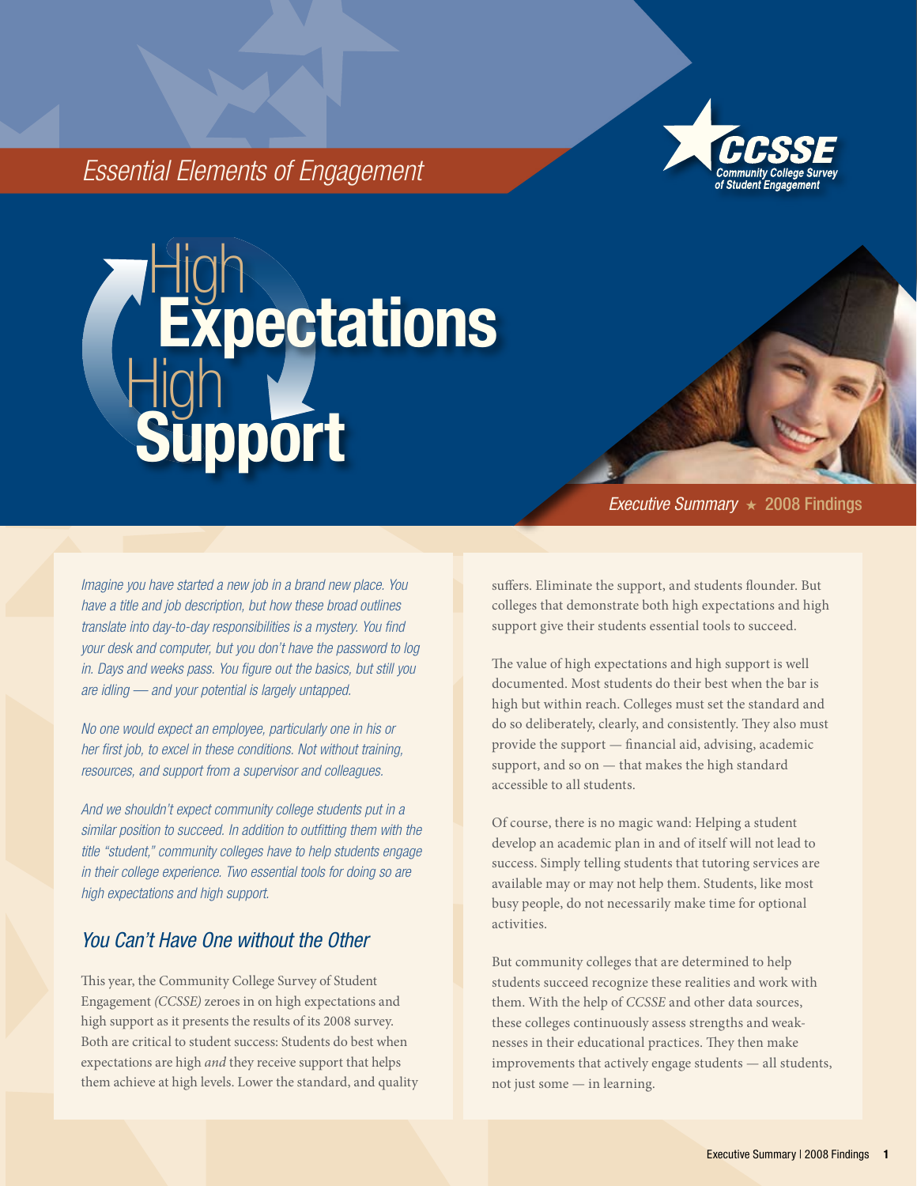*Essential Elements of Engagement*

CCSSE
Community College Survey of Student Engagement

# High Expectations High Support

*Executive Summary* ★ 2008 Findings

*Imagine you have started a new job in a brand new place. You have a title and job description, but how these broad outlines translate into day-to-day responsibilities is a mystery. You find your desk and computer, but you don't have the password to log in. Days and weeks pass. You figure out the basics, but still you are idling — and your potential is largely untapped.*

*No one would expect an employee, particularly one in his or her first job, to excel in these conditions. Not without training, resources, and support from a supervisor and colleagues.*

*And we shouldn't expect community college students put in a similar position to succeed. In addition to outfitting them with the title "student," community colleges have to help students engage in their college experience. Two essential tools for doing so are high expectations and high support.*

## You Can't Have One without the Other

This year, the Community College Survey of Student Engagement *(CCSSE)* zeroes in on high expectations and high support as it presents the results of its 2008 survey. Both are critical to student success: Students do best when expectations are high *and* they receive support that helps them achieve at high levels. Lower the standard, and quality suffers. Eliminate the support, and students flounder. But colleges that demonstrate both high expectations and high support give their students essential tools to succeed.

The value of high expectations and high support is well documented. Most students do their best when the bar is high but within reach. Colleges must set the standard and do so deliberately, clearly, and consistently. They also must provide the support — financial aid, advising, academic support, and so on — that makes the high standard accessible to all students.

Of course, there is no magic wand: Helping a student develop an academic plan in and of itself will not lead to success. Simply telling students that tutoring services are available may or may not help them. Students, like most busy people, do not necessarily make time for optional activities.

But community colleges that are determined to help students succeed recognize these realities and work with them. With the help of *CCSSE* and other data sources, these colleges continuously assess strengths and weaknesses in their educational practices. They then make improvements that actively engage students — all students, not just some — in learning.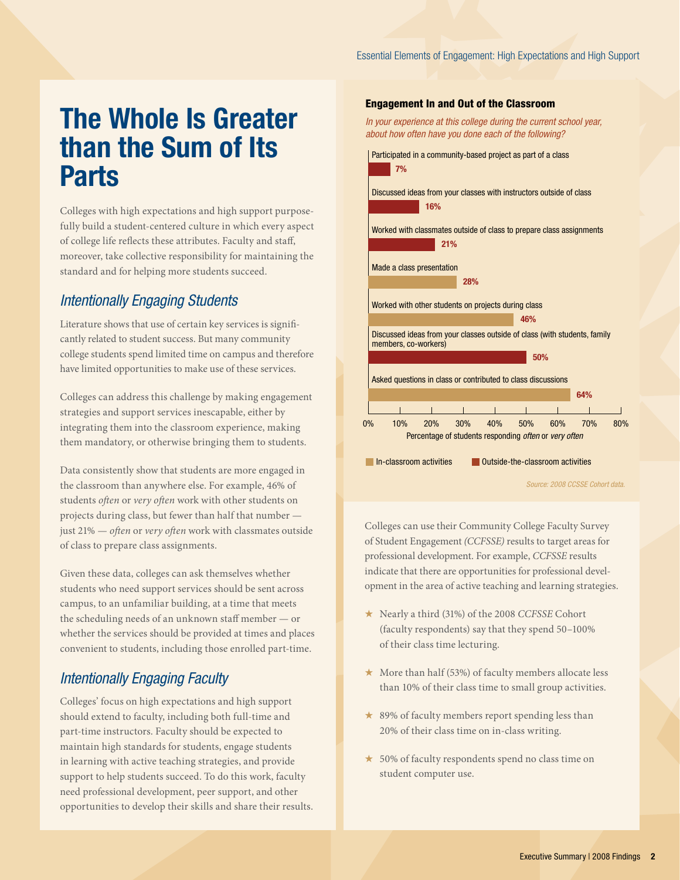# The Whole Is Greater than the Sum of Its Parts

Colleges with high expectations and high support purposefully build a student-centered culture in which every aspect of college life reflects these attributes. Faculty and staff, moreover, take collective responsibility for maintaining the standard and for helping more students succeed.

## *Intentionally Engaging Students*

Literature shows that use of certain key services is significantly related to student success. But many community college students spend limited time on campus and therefore have limited opportunities to make use of these services.

Colleges can address this challenge by making engagement strategies and support services inescapable, either by integrating them into the classroom experience, making them mandatory, or otherwise bringing them to students.

Data consistently show that students are more engaged in the classroom than anywhere else. For example, 46% of students *often* or *very often* work with other students on projects during class, but fewer than half that number — just 21% — *often* or *very often* work with classmates outside of class to prepare class assignments.

Given these data, colleges can ask themselves whether students who need support services should be sent across campus, to an unfamiliar building, at a time that meets the scheduling needs of an unknown staff member — or whether the services should be provided at times and places convenient to students, including those enrolled part-time.

## *Intentionally Engaging Faculty*

Colleges' focus on high expectations and high support should extend to faculty, including both full-time and part-time instructors. Faculty should be expected to maintain high standards for students, engage students in learning with active teaching strategies, and provide support to help students succeed. To do this work, faculty need professional development, peer support, and other opportunities to develop their skills and share their results.

### Engagement In and Out of the Classroom

*In your experience at this college during the current school year, about how often have you done each of the following?*

| Activity | Type | Percentage of students responding *often* or *very often* |
|---|---|---|
| Participated in a community-based project as part of a class | Outside-the-classroom activities | 7% |
| Discussed ideas from your classes with instructors outside of class | Outside-the-classroom activities | 16% |
| Worked with classmates outside of class to prepare class assignments | Outside-the-classroom activities | 21% |
| Made a class presentation | In-classroom activities | 28% |
| Worked with other students on projects during class | In-classroom activities | 46% |
| Discussed ideas from your classes outside of class (with students, family members, co-workers) | Outside-the-classroom activities | 50% |
| Asked questions in class or contributed to class discussions | In-classroom activities | 64% |

*Source: 2008 CCSSE Cohort data.*

Colleges can use their Community College Faculty Survey of Student Engagement *(CCFSSE)* results to target areas for professional development. For example, *CCFSSE* results indicate that there are opportunities for professional development in the area of active teaching and learning strategies.

- ★ Nearly a third (31%) of the 2008 *CCFSSE* Cohort (faculty respondents) say that they spend 50–100% of their class time lecturing.
- ★ More than half (53%) of faculty members allocate less than 10% of their class time to small group activities.
- ★ 89% of faculty members report spending less than 20% of their class time on in-class writing.
- ★ 50% of faculty respondents spend no class time on student computer use.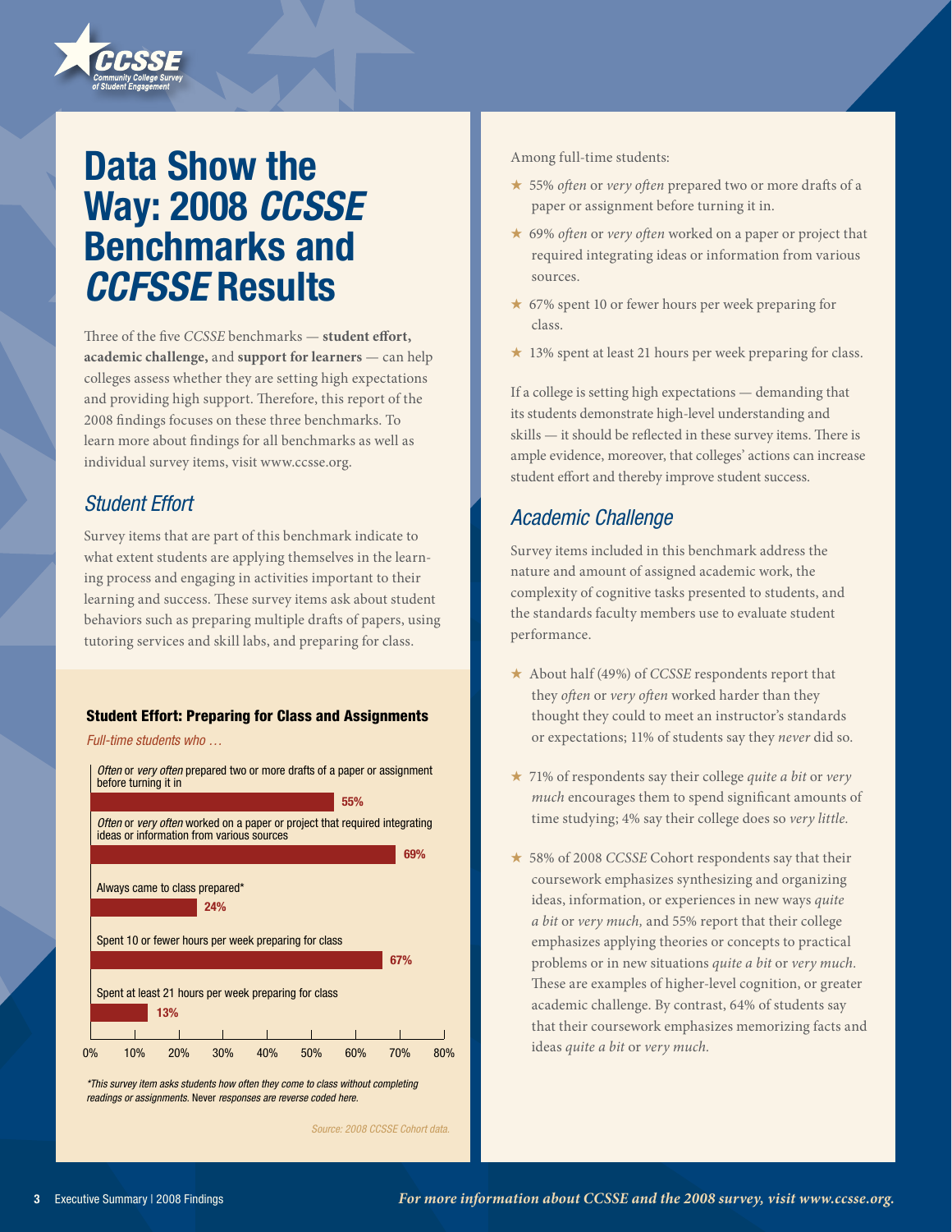# Data Show the Way: 2008 *CCSSE* Benchmarks and *CCFSSE* Results

Three of the five *CCSSE* benchmarks — **student effort, academic challenge,** and **support for learners** — can help colleges assess whether they are setting high expectations and providing high support. Therefore, this report of the 2008 findings focuses on these three benchmarks. To learn more about findings for all benchmarks as well as individual survey items, visit www.ccsse.org.

## *Student Effort*

Survey items that are part of this benchmark indicate to what extent students are applying themselves in the learning process and engaging in activities important to their learning and success. These survey items ask about student behaviors such as preparing multiple drafts of papers, using tutoring services and skill labs, and preparing for class.

**Student Effort: Preparing for Class and Assignments**

*Full-time students who …*

| Item | Percent |
| --- | --- |
| *Often* or *very often* prepared two or more drafts of a paper or assignment before turning it in | 55% |
| *Often* or *very often* worked on a paper or project that required integrating ideas or information from various sources | 69% |
| Always came to class prepared* | 24% |
| Spent 10 or fewer hours per week preparing for class | 67% |
| Spent at least 21 hours per week preparing for class | 13% |

*\*This survey item asks students how often they come to class without completing readings or assignments.* Never *responses are reverse coded here.*

*Source: 2008 CCSSE Cohort data.*

Among full-time students:

- 55% *often* or *very often* prepared two or more drafts of a paper or assignment before turning it in.
- 69% *often* or *very often* worked on a paper or project that required integrating ideas or information from various sources.
- 67% spent 10 or fewer hours per week preparing for class.
- 13% spent at least 21 hours per week preparing for class.

If a college is setting high expectations — demanding that its students demonstrate high-level understanding and skills — it should be reflected in these survey items. There is ample evidence, moreover, that colleges' actions can increase student effort and thereby improve student success.

## *Academic Challenge*

Survey items included in this benchmark address the nature and amount of assigned academic work, the complexity of cognitive tasks presented to students, and the standards faculty members use to evaluate student performance.

- About half (49%) of *CCSSE* respondents report that they *often* or *very often* worked harder than they thought they could to meet an instructor's standards or expectations; 11% of students say they *never* did so.
- 71% of respondents say their college *quite a bit* or *very much* encourages them to spend significant amounts of time studying; 4% say their college does so *very little.*
- 58% of 2008 *CCSSE* Cohort respondents say that their coursework emphasizes synthesizing and organizing ideas, information, or experiences in new ways *quite a bit* or *very much,* and 55% report that their college emphasizes applying theories or concepts to practical problems or in new situations *quite a bit* or *very much.* These are examples of higher-level cognition, or greater academic challenge. By contrast, 64% of students say that their coursework emphasizes memorizing facts and ideas *quite a bit* or *very much.*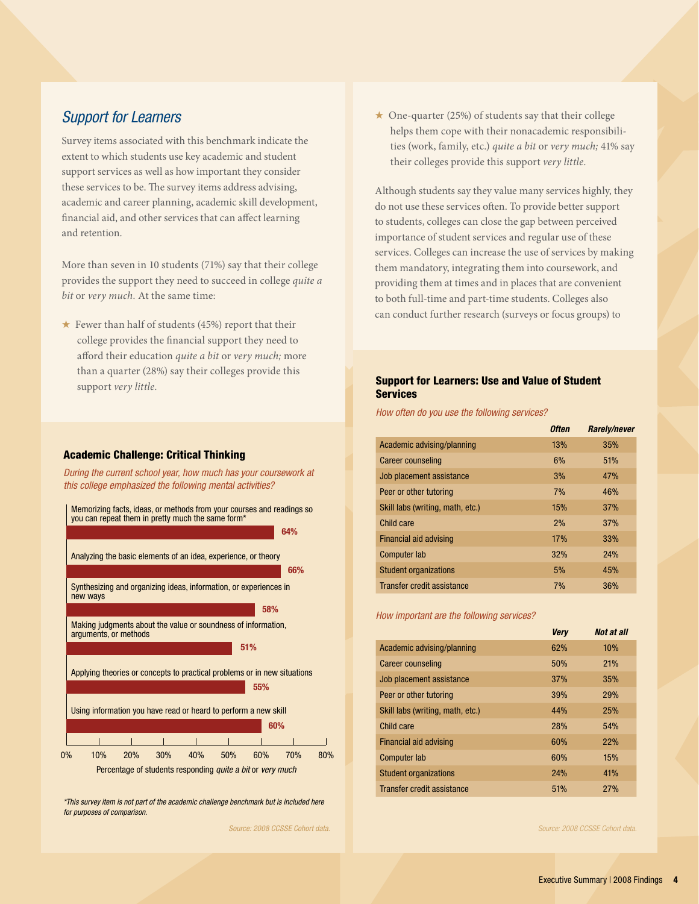## *Support for Learners*

Survey items associated with this benchmark indicate the extent to which students use key academic and student support services as well as how important they consider these services to be. The survey items address advising, academic and career planning, academic skill development, financial aid, and other services that can affect learning and retention.

More than seven in 10 students (71%) say that their college provides the support they need to succeed in college *quite a bit* or *very much.* At the same time:

- ★ Fewer than half of students (45%) report that their college provides the financial support they need to afford their education *quite a bit* or *very much;* more than a quarter (28%) say their colleges provide this support *very little.*
- ★ One-quarter (25%) of students say that their college helps them cope with their nonacademic responsibilities (work, family, etc.) *quite a bit* or *very much;* 41% say their colleges provide this support *very little.*

Although students say they value many services highly, they do not use these services often. To provide better support to students, colleges can close the gap between perceived importance of student services and regular use of these services. Colleges can increase the use of services by making them mandatory, integrating them into coursework, and providing them at times and in places that are convenient to both full-time and part-time students. Colleges also can conduct further research (surveys or focus groups) to

### Academic Challenge: Critical Thinking

*During the current school year, how much has your coursework at this college emphasized the following mental activities?*

| Mental activity | Percentage of students responding *quite a bit* or *very much* |
|---|---|
| Memorizing facts, ideas, or methods from your courses and readings so you can repeat them in pretty much the same form* | 64% |
| Analyzing the basic elements of an idea, experience, or theory | 66% |
| Synthesizing and organizing ideas, information, or experiences in new ways | 58% |
| Making judgments about the value or soundness of information, arguments, or methods | 51% |
| Applying theories or concepts to practical problems or in new situations | 55% |
| Using information you have read or heard to perform a new skill | 60% |

*\*This survey item is not part of the academic challenge benchmark but is included here for purposes of comparison.*

*Source: 2008 CCSSE Cohort data.*

### Support for Learners: Use and Value of Student Services

*How often do you use the following services?*

| | *Often* | *Rarely/never* |
|---|---|---|
| Academic advising/planning | 13% | 35% |
| Career counseling | 6% | 51% |
| Job placement assistance | 3% | 47% |
| Peer or other tutoring | 7% | 46% |
| Skill labs (writing, math, etc.) | 15% | 37% |
| Child care | 2% | 37% |
| Financial aid advising | 17% | 33% |
| Computer lab | 32% | 24% |
| Student organizations | 5% | 45% |
| Transfer credit assistance | 7% | 36% |

*How important are the following services?*

| | *Very* | *Not at all* |
|---|---|---|
| Academic advising/planning | 62% | 10% |
| Career counseling | 50% | 21% |
| Job placement assistance | 37% | 35% |
| Peer or other tutoring | 39% | 29% |
| Skill labs (writing, math, etc.) | 44% | 25% |
| Child care | 28% | 54% |
| Financial aid advising | 60% | 22% |
| Computer lab | 60% | 15% |
| Student organizations | 24% | 41% |
| Transfer credit assistance | 51% | 27% |

*Source: 2008 CCSSE Cohort data.*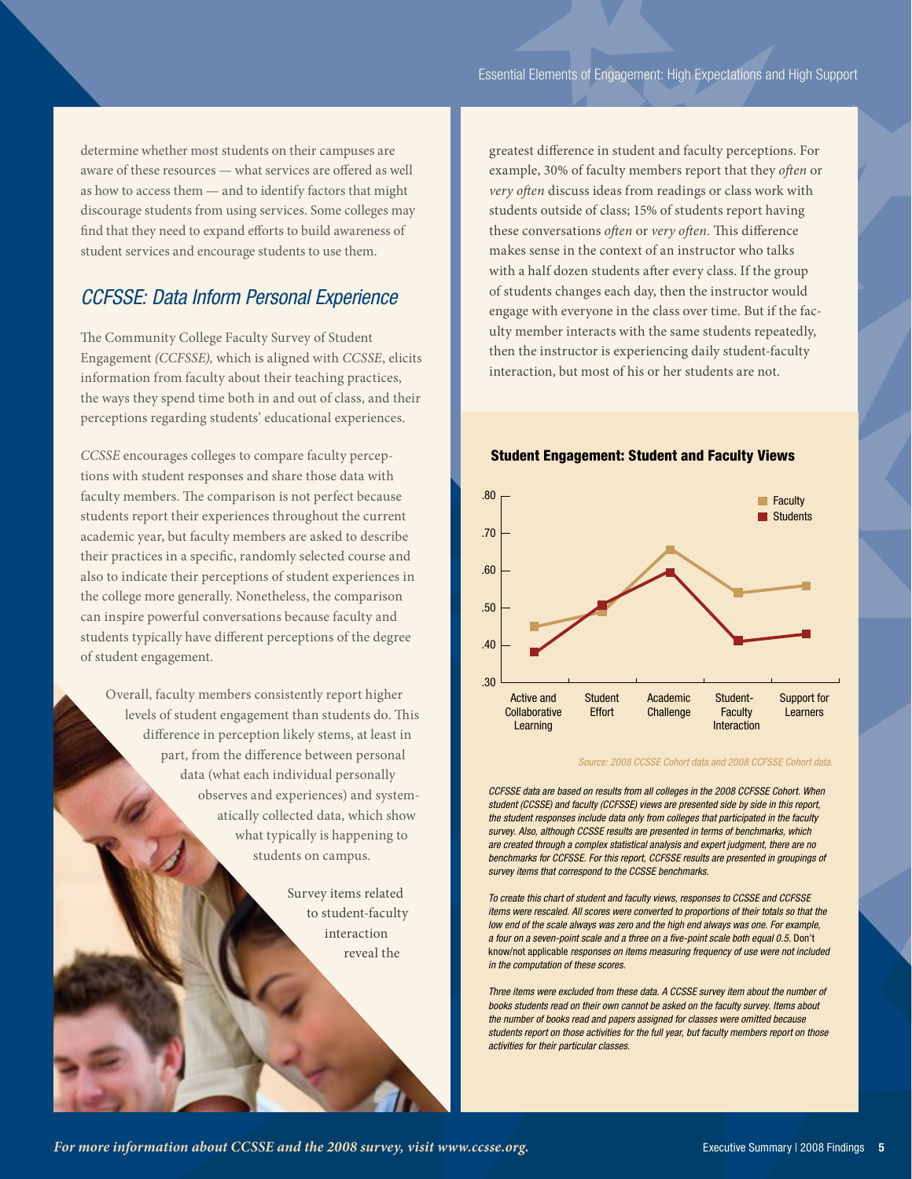determine whether most students on their campuses are aware of these resources — what services are offered as well as how to access them — and to identify factors that might discourage students from using services. Some colleges may find that they need to expand efforts to build awareness of student services and encourage students to use them.

## *CCFSSE: Data Inform Personal Experience*

The Community College Faculty Survey of Student Engagement *(CCFSSE),* which is aligned with *CCSSE*, elicits information from faculty about their teaching practices, the ways they spend time both in and out of class, and their perceptions regarding students' educational experiences.

*CCSSE* encourages colleges to compare faculty perceptions with student responses and share those data with faculty members. The comparison is not perfect because students report their experiences throughout the current academic year, but faculty members are asked to describe their practices in a specific, randomly selected course and also to indicate their perceptions of student experiences in the college more generally. Nonetheless, the comparison can inspire powerful conversations because faculty and students typically have different perceptions of the degree of student engagement.

Overall, faculty members consistently report higher levels of student engagement than students do. This difference in perception likely stems, at least in part, from the difference between personal data (what each individual personally observes and experiences) and systematically collected data, which show what typically is happening to students on campus.

Survey items related to student-faculty interaction reveal the greatest difference in student and faculty perceptions. For example, 30% of faculty members report that they *often* or *very often* discuss ideas from readings or class work with students outside of class; 15% of students report having these conversations *often* or *very often*. This difference makes sense in the context of an instructor who talks with a half dozen students after every class. If the group of students changes each day, then the instructor would engage with everyone in the class over time. But if the faculty member interacts with the same students repeatedly, then the instructor is experiencing daily student-faculty interaction, but most of his or her students are not.

### Student Engagement: Student and Faculty Views

| | Active and Collaborative Learning | Student Effort | Academic Challenge | Student-Faculty Interaction | Support for Learners |
|---|---|---|---|---|---|
| Faculty | .45 | .49 | .66 | .54 | .56 |
| Students | .38 | .51 | .60 | .41 | .43 |

*Source: 2008 CCSSE Cohort data and 2008 CCFSSE Cohort data.*

*CCFSSE data are based on results from all colleges in the 2008 CCFSSE Cohort. When student (CCSSE) and faculty (CCFSSE) views are presented side by side in this report, the student responses include data only from colleges that participated in the faculty survey. Also, although CCSSE results are presented in terms of benchmarks, which are created through a complex statistical analysis and expert judgment, there are no benchmarks for CCFSSE. For this report, CCFSSE results are presented in groupings of survey items that correspond to the CCSSE benchmarks.*

*To create this chart of student and faculty views, responses to CCSSE and CCFSSE items were rescaled. All scores were converted to proportions of their totals so that the low end of the scale always was zero and the high end always was one. For example, a four on a seven-point scale and a three on a five-point scale both equal 0.5.* Don't know/not applicable *responses on items measuring frequency of use were not included in the computation of these scores.*

*Three items were excluded from these data. A CCSSE survey item about the number of books students read on their own cannot be asked on the faculty survey. Items about the number of books read and papers assigned for classes were omitted because students report on those activities for the full year, but faculty members report on those activities for their particular classes.*

***For more information about CCSSE and the 2008 survey, visit www.ccsse.org.***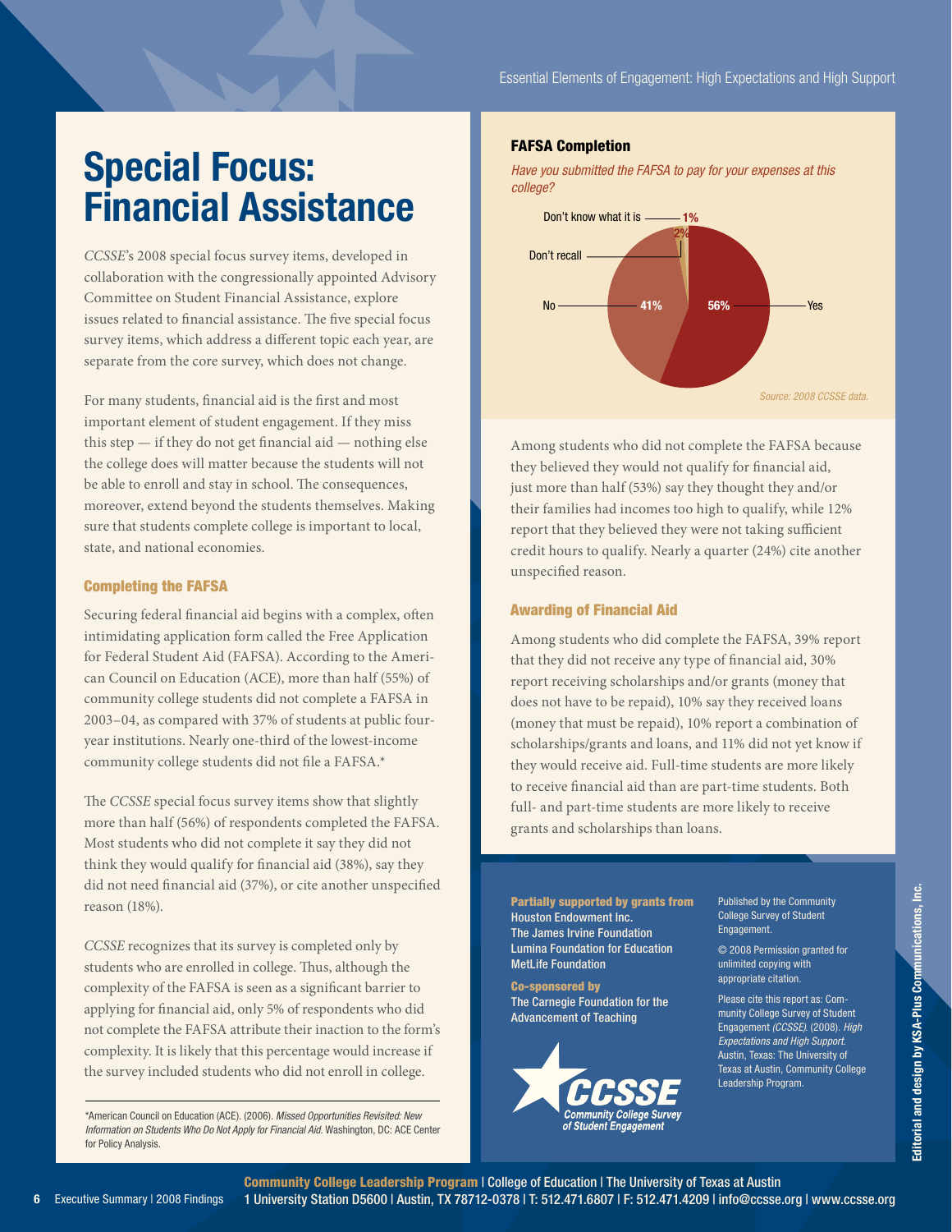# Special Focus: Financial Assistance

*CCSSE*'s 2008 special focus survey items, developed in collaboration with the congressionally appointed Advisory Committee on Student Financial Assistance, explore issues related to financial assistance. The five special focus survey items, which address a different topic each year, are separate from the core survey, which does not change.

For many students, financial aid is the first and most important element of student engagement. If they miss this step — if they do not get financial aid — nothing else the college does will matter because the students will not be able to enroll and stay in school. The consequences, moreover, extend beyond the students themselves. Making sure that students complete college is important to local, state, and national economies.

### Completing the FAFSA

Securing federal financial aid begins with a complex, often intimidating application form called the Free Application for Federal Student Aid (FAFSA). According to the American Council on Education (ACE), more than half (55%) of community college students did not complete a FAFSA in 2003–04, as compared with 37% of students at public four-year institutions. Nearly one-third of the lowest-income community college students did not file a FAFSA.*

The *CCSSE* special focus survey items show that slightly more than half (56%) of respondents completed the FAFSA. Most students who did not complete it say they did not think they would qualify for financial aid (38%), say they did not need financial aid (37%), or cite another unspecified reason (18%).

*CCSSE* recognizes that its survey is completed only by students who are enrolled in college. Thus, although the complexity of the FAFSA is seen as a significant barrier to applying for financial aid, only 5% of respondents who did not complete the FAFSA attribute their inaction to the form's complexity. It is likely that this percentage would increase if the survey included students who did not enroll in college.

*American Council on Education (ACE). (2006). *Missed Opportunities Revisited: New Information on Students Who Do Not Apply for Financial Aid.* Washington, DC: ACE Center for Policy Analysis.

**FAFSA Completion**

*Have you submitted the FAFSA to pay for your expenses at this college?*

Don't know what it is 1%
Don't recall 2%
No 41%
Yes 56%

*Source: 2008 CCSSE data.*

Among students who did not complete the FAFSA because they believed they would not qualify for financial aid, just more than half (53%) say they thought they and/or their families had incomes too high to qualify, while 12% report that they believed they were not taking sufficient credit hours to qualify. Nearly a quarter (24%) cite another unspecified reason.

### Awarding of Financial Aid

Among students who did complete the FAFSA, 39% report that they did not receive any type of financial aid, 30% report receiving scholarships and/or grants (money that does not have to be repaid), 10% say they received loans (money that must be repaid), 10% report a combination of scholarships/grants and loans, and 11% did not yet know if they would receive aid. Full-time students are more likely to receive financial aid than are part-time students. Both full- and part-time students are more likely to receive grants and scholarships than loans.

**Partially supported by grants from**
Houston Endowment Inc.
The James Irvine Foundation
Lumina Foundation for Education
MetLife Foundation

**Co-sponsored by**
The Carnegie Foundation for the Advancement of Teaching

CCSSE Community College Survey of Student Engagement

Published by the Community College Survey of Student Engagement.

© 2008 Permission granted for unlimited copying with appropriate citation.

Please cite this report as: Community College Survey of Student Engagement *(CCSSE)*. (2008). *High Expectations and High Support.* Austin, Texas: The University of Texas at Austin, Community College Leadership Program.

Editorial and design by KSA-Plus Communications, Inc.

**Community College Leadership Program** | College of Education | The University of Texas at Austin
1 University Station D5600 | Austin, TX 78712-0378 | T: 512.471.6807 | F: 512.471.4209 | info@ccsse.org | www.ccsse.org